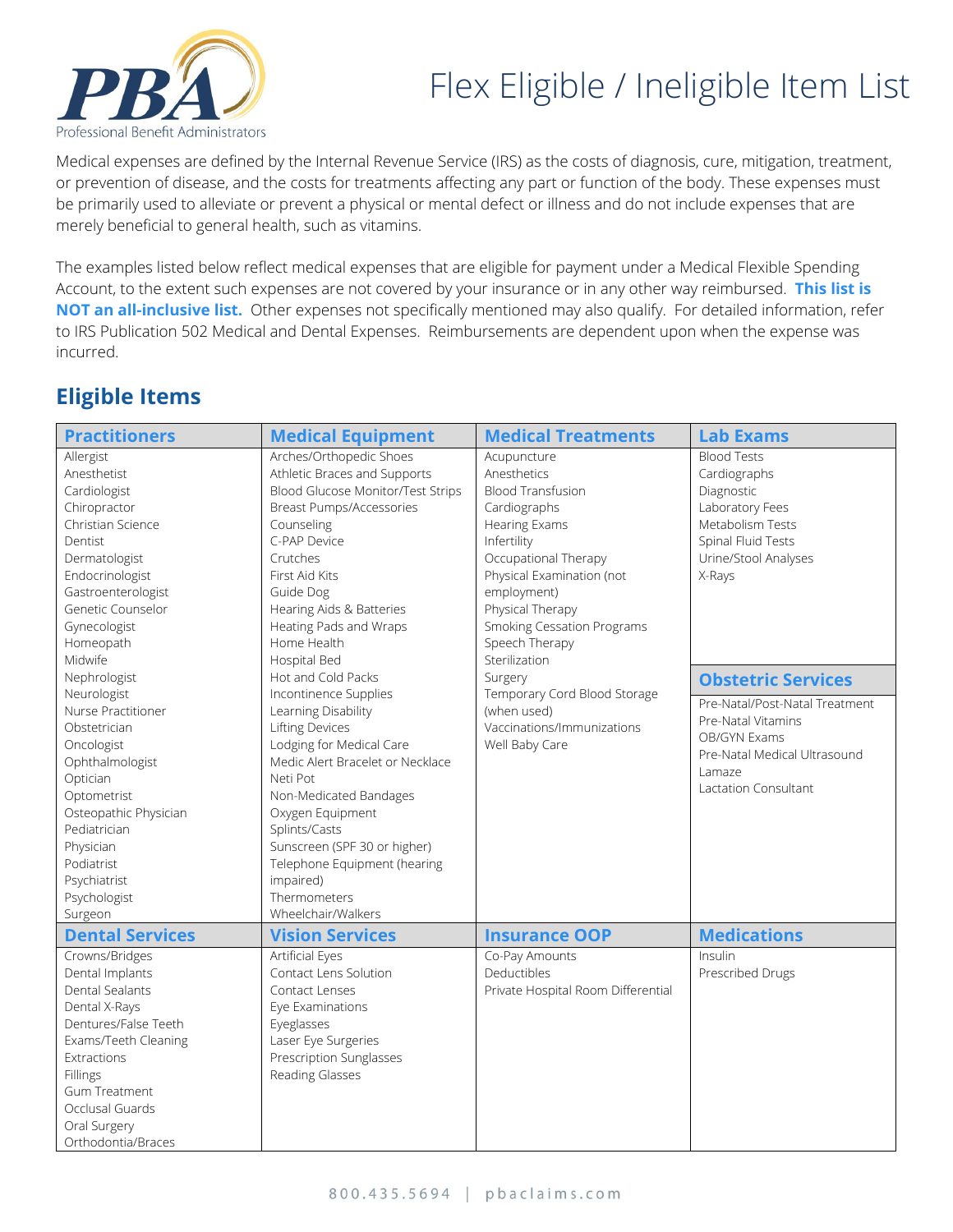# Flex Eligible / Ineligible Item List

Professional Benefit Administrators

Medical expenses are defined by the Internal Revenue Service (IRS) as the costs of diagnosis, cure, mitigation, treatment, or prevention of disease, and the costs for treatments affecting any part or function of the body. These expenses must be primarily used to alleviate or prevent a physical or mental defect or illness and do not include expenses that are merely beneficial to general health, such as vitamins.

The examples listed below reflect medical expenses that are eligible for payment under a Medical Flexible Spending Account, to the extent such expenses are not covered by your insurance or in any other way reimbursed. **This list is NOT an all-inclusive list.** Other expenses not specifically mentioned may also qualify. For detailed information, refer to IRS Publication 502 Medical and Dental Expenses. Reimbursements are dependent upon when the expense was incurred.

## Eligible Items

| Practitioners | Medical Equipment | Medical Treatments | Lab Exams |
|---|---|---|---|
| Allergist | Arches/Orthopedic Shoes | Acupuncture | Blood Tests |
| Anesthetist | Athletic Braces and Supports | Anesthetics | Cardiographs |
| Cardiologist | Blood Glucose Monitor/Test Strips | Blood Transfusion | Diagnostic |
| Chiropractor | Breast Pumps/Accessories | Cardiographs | Laboratory Fees |
| Christian Science | Counseling | Hearing Exams | Metabolism Tests |
| Dentist | C-PAP Device | Infertility | Spinal Fluid Tests |
| Dermatologist | Crutches | Occupational Therapy | Urine/Stool Analyses |
| Endocrinologist | First Aid Kits | Physical Examination (not employment) | X-Rays |
| Gastroenterologist | Guide Dog | Physical Therapy | |
| Genetic Counselor | Hearing Aids & Batteries | Smoking Cessation Programs | |
| Gynecologist | Heating Pads and Wraps | Speech Therapy | |
| Homeopath | Home Health | Sterilization | |
| Midwife | Hospital Bed | Surgery | **Obstetric Services** |
| Nephrologist | Hot and Cold Packs | Temporary Cord Blood Storage (when used) | Pre-Natal/Post-Natal Treatment |
| Neurologist | Incontinence Supplies | Vaccinations/Immunizations | Pre-Natal Vitamins |
| Nurse Practitioner | Learning Disability | Well Baby Care | OB/GYN Exams |
| Obstetrician | Lifting Devices | | Pre-Natal Medical Ultrasound |
| Oncologist | Lodging for Medical Care | | Lamaze |
| Ophthalmologist | Medic Alert Bracelet or Necklace | | Lactation Consultant |
| Optician | Neti Pot | | |
| Optometrist | Non-Medicated Bandages | | |
| Osteopathic Physician | Oxygen Equipment | | |
| Pediatrician | Splints/Casts | | |
| Physician | Sunscreen (SPF 30 or higher) | | |
| Podiatrist | Telephone Equipment (hearing impaired) | | |
| Psychiatrist | Thermometers | | |
| Psychologist | Wheelchair/Walkers | | |
| Surgeon | | | |

| Dental Services | Vision Services | Insurance OOP | Medications |
|---|---|---|---|
| Crowns/Bridges | Artificial Eyes | Co-Pay Amounts | Insulin |
| Dental Implants | Contact Lens Solution | Deductibles | Prescribed Drugs |
| Dental Sealants | Contact Lenses | Private Hospital Room Differential | |
| Dental X-Rays | Eye Examinations | | |
| Dentures/False Teeth | Eyeglasses | | |
| Exams/Teeth Cleaning | Laser Eye Surgeries | | |
| Extractions | Prescription Sunglasses | | |
| Fillings | Reading Glasses | | |
| Gum Treatment | | | |
| Occlusal Guards | | | |
| Oral Surgery | | | |
| Orthodontia/Braces | | | |

800.435.5694 | pbaclaims.com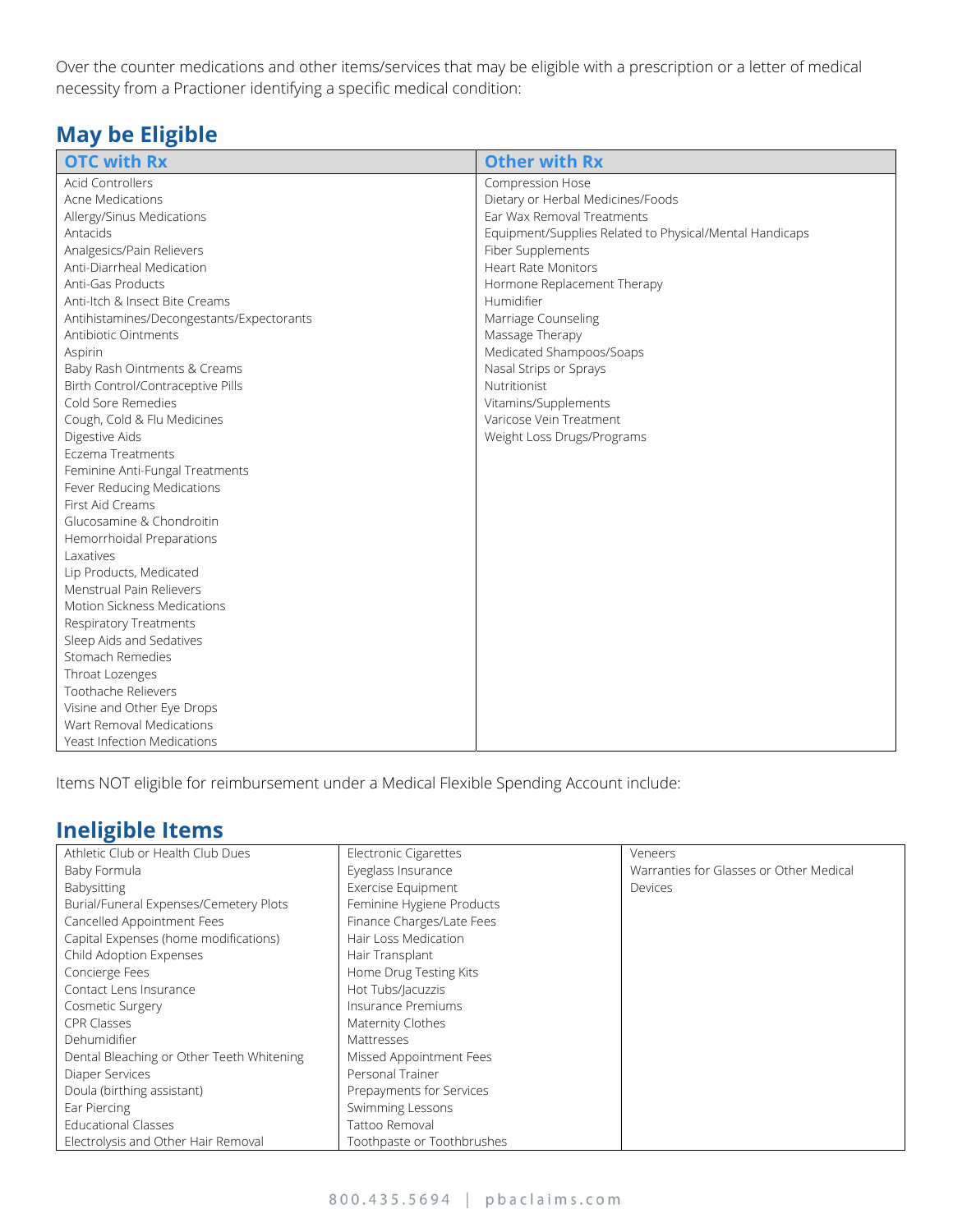Over the counter medications and other items/services that may be eligible with a prescription or a letter of medical necessity from a Practioner identifying a specific medical condition:

## May be Eligible

| OTC with Rx | Other with Rx |
|---|---|
| Acid Controllers | Compression Hose |
| Acne Medications | Dietary or Herbal Medicines/Foods |
| Allergy/Sinus Medications | Ear Wax Removal Treatments |
| Antacids | Equipment/Supplies Related to Physical/Mental Handicaps |
| Analgesics/Pain Relievers | Fiber Supplements |
| Anti-Diarrheal Medication | Heart Rate Monitors |
| Anti-Gas Products | Hormone Replacement Therapy |
| Anti-Itch & Insect Bite Creams | Humidifier |
| Antihistamines/Decongestants/Expectorants | Marriage Counseling |
| Antibiotic Ointments | Massage Therapy |
| Aspirin | Medicated Shampoos/Soaps |
| Baby Rash Ointments & Creams | Nasal Strips or Sprays |
| Birth Control/Contraceptive Pills | Nutritionist |
| Cold Sore Remedies | Vitamins/Supplements |
| Cough, Cold & Flu Medicines | Varicose Vein Treatment |
| Digestive Aids | Weight Loss Drugs/Programs |
| Eczema Treatments | |
| Feminine Anti-Fungal Treatments | |
| Fever Reducing Medications | |
| First Aid Creams | |
| Glucosamine & Chondroitin | |
| Hemorrhoidal Preparations | |
| Laxatives | |
| Lip Products, Medicated | |
| Menstrual Pain Relievers | |
| Motion Sickness Medications | |
| Respiratory Treatments | |
| Sleep Aids and Sedatives | |
| Stomach Remedies | |
| Throat Lozenges | |
| Toothache Relievers | |
| Visine and Other Eye Drops | |
| Wart Removal Medications | |
| Yeast Infection Medications | |

Items NOT eligible for reimbursement under a Medical Flexible Spending Account include:

## Ineligible Items

| | | |
|---|---|---|
| Athletic Club or Health Club Dues | Electronic Cigarettes | Veneers |
| Baby Formula | Eyeglass Insurance | Warranties for Glasses or Other Medical Devices |
| Babysitting | Exercise Equipment | |
| Burial/Funeral Expenses/Cemetery Plots | Feminine Hygiene Products | |
| Cancelled Appointment Fees | Finance Charges/Late Fees | |
| Capital Expenses (home modifications) | Hair Loss Medication | |
| Child Adoption Expenses | Hair Transplant | |
| Concierge Fees | Home Drug Testing Kits | |
| Contact Lens Insurance | Hot Tubs/Jacuzzis | |
| Cosmetic Surgery | Insurance Premiums | |
| CPR Classes | Maternity Clothes | |
| Dehumidifier | Mattresses | |
| Dental Bleaching or Other Teeth Whitening | Missed Appointment Fees | |
| Diaper Services | Personal Trainer | |
| Doula (birthing assistant) | Prepayments for Services | |
| Ear Piercing | Swimming Lessons | |
| Educational Classes | Tattoo Removal | |
| Electrolysis and Other Hair Removal | Toothpaste or Toothbrushes | |

800.435.5694 | pbaclaims.com